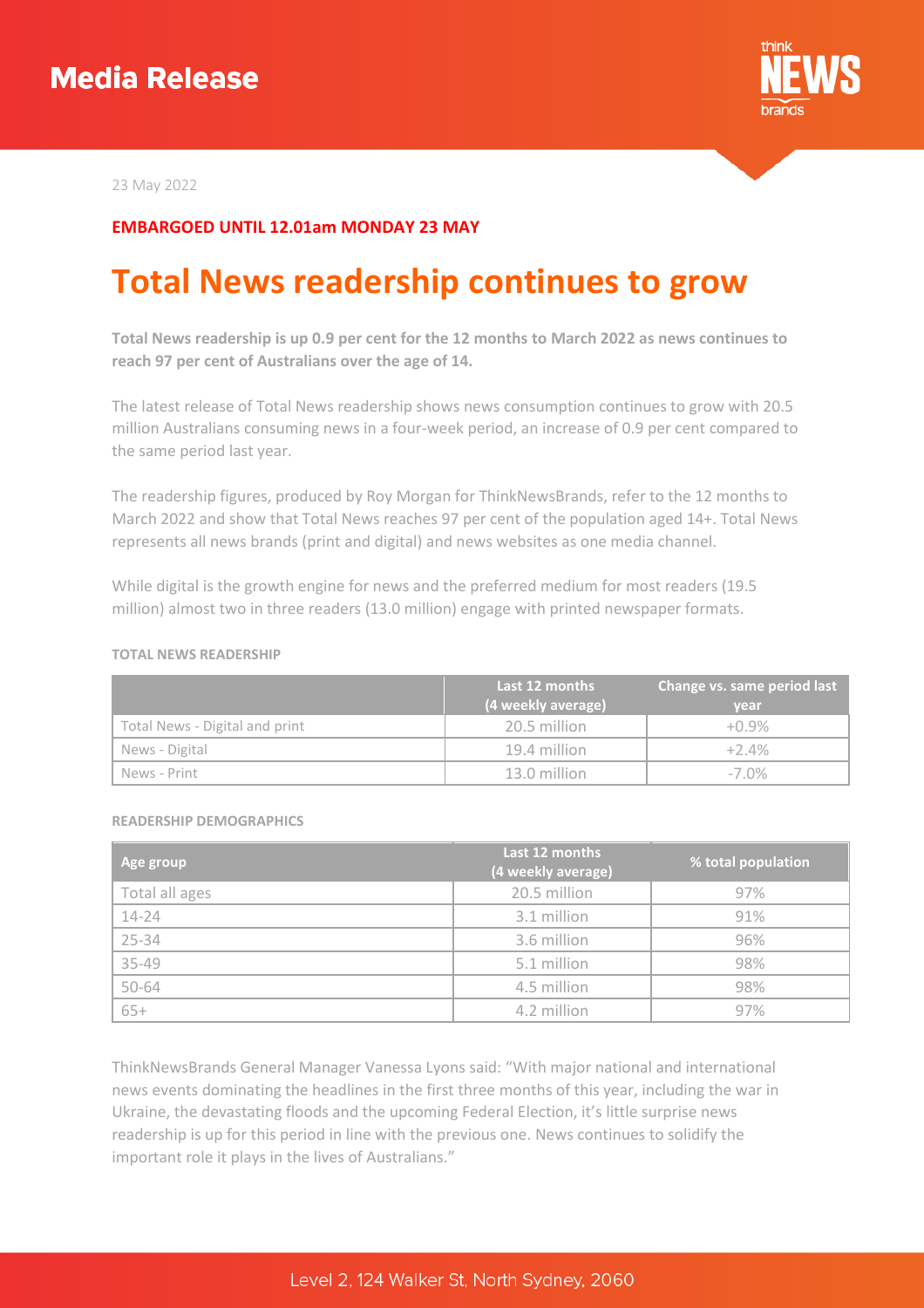# Media Release

23 May 2022

**EMBARGOED UNTIL 12.01am MONDAY 23 MAY**

# Total News readership continues to grow

**Total News readership is up 0.9 per cent for the 12 months to March 2022 as news continues to reach 97 per cent of Australians over the age of 14.**

The latest release of Total News readership shows news consumption continues to grow with 20.5 million Australians consuming news in a four-week period, an increase of 0.9 per cent compared to the same period last year.

The readership figures, produced by Roy Morgan for ThinkNewsBrands, refer to the 12 months to March 2022 and show that Total News reaches 97 per cent of the population aged 14+. Total News represents all news brands (print and digital) and news websites as one media channel.

While digital is the growth engine for news and the preferred medium for most readers (19.5 million) almost two in three readers (13.0 million) engage with printed newspaper formats.

**TOTAL NEWS READERSHIP**

| | Last 12 months (4 weekly average) | Change vs. same period last year |
|---|---|---|
| Total News - Digital and print | 20.5 million | +0.9% |
| News - Digital | 19.4 million | +2.4% |
| News - Print | 13.0 million | -7.0% |

**READERSHIP DEMOGRAPHICS**

| Age group | Last 12 months (4 weekly average) | % total population |
|---|---|---|
| Total all ages | 20.5 million | 97% |
| 14-24 | 3.1 million | 91% |
| 25-34 | 3.6 million | 96% |
| 35-49 | 5.1 million | 98% |
| 50-64 | 4.5 million | 98% |
| 65+ | 4.2 million | 97% |

ThinkNewsBrands General Manager Vanessa Lyons said: "With major national and international news events dominating the headlines in the first three months of this year, including the war in Ukraine, the devastating floods and the upcoming Federal Election, it's little surprise news readership is up for this period in line with the previous one. News continues to solidify the important role it plays in the lives of Australians."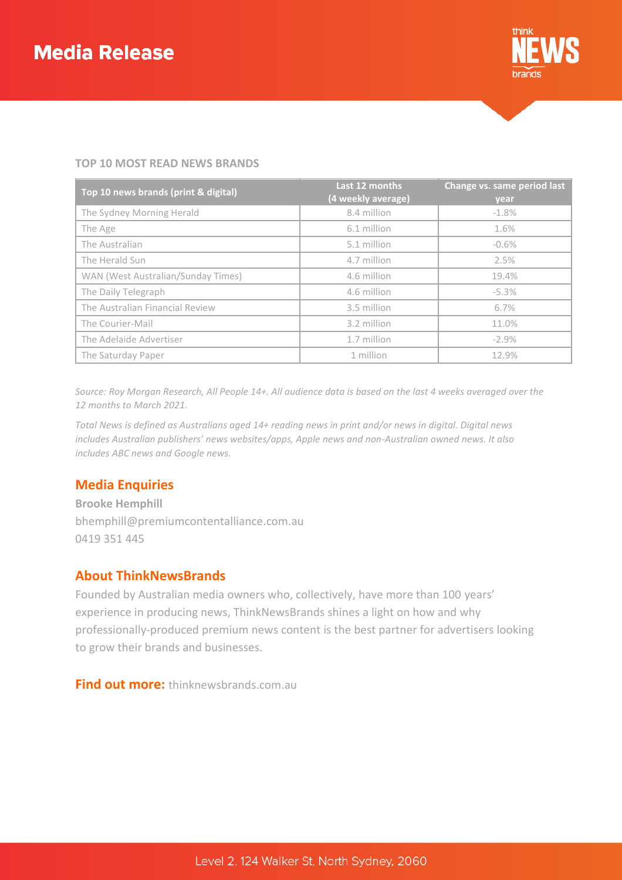**TOP 10 MOST READ NEWS BRANDS**

| Top 10 news brands (print & digital) | Last 12 months (4 weekly average) | Change vs. same period last year |
|---|---|---|
| The Sydney Morning Herald | 8.4 million | -1.8% |
| The Age | 6.1 million | 1.6% |
| The Australian | 5.1 million | -0.6% |
| The Herald Sun | 4.7 million | 2.5% |
| WAN (West Australian/Sunday Times) | 4.6 million | 19.4% |
| The Daily Telegraph | 4.6 million | -5.3% |
| The Australian Financial Review | 3.5 million | 6.7% |
| The Courier-Mail | 3.2 million | 11.0% |
| The Adelaide Advertiser | 1.7 million | -2.9% |
| The Saturday Paper | 1 million | 12.9% |

*Source: Roy Morgan Research, All People 14+. All audience data is based on the last 4 weeks averaged over the 12 months to March 2021.*

*Total News is defined as Australians aged 14+ reading news in print and/or news in digital. Digital news includes Australian publishers' news websites/apps, Apple news and non-Australian owned news. It also includes ABC news and Google news.*

## Media Enquiries

**Brooke Hemphill**
bhemphill@premiumcontentalliance.com.au
0419 351 445

## About ThinkNewsBrands

Founded by Australian media owners who, collectively, have more than 100 years' experience in producing news, ThinkNewsBrands shines a light on how and why professionally-produced premium news content is the best partner for advertisers looking to grow their brands and businesses.

**Find out more:** thinknewsbrands.com.au

Level 2, 124 Walker St, North Sydney, 2060